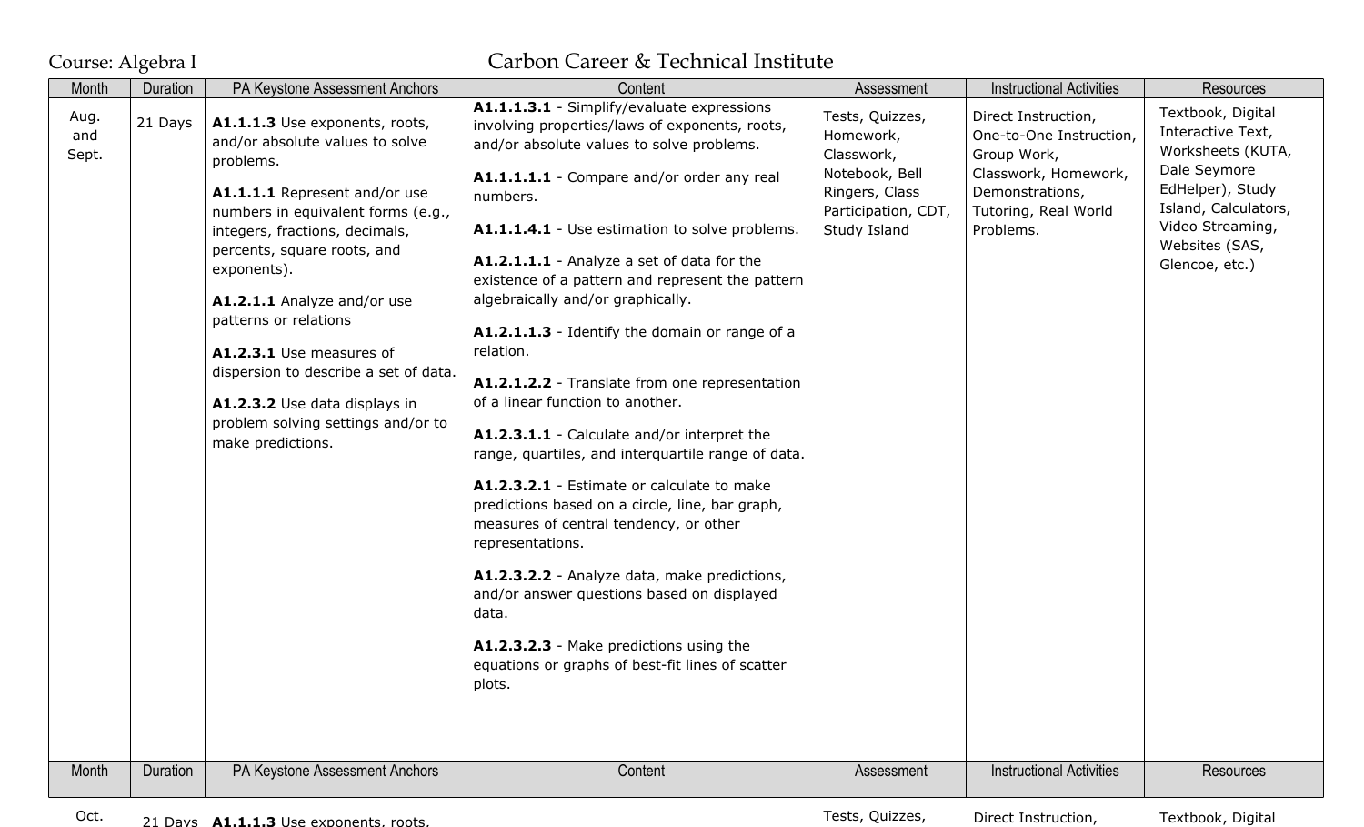Course: Algebra I

# Carbon Career & Technical Institute

| Month | Duration | PA Keystone Assessment Anchors | Content | Assessment | Instructional Activities | Resources |
|---|---|---|---|---|---|---|
| Aug. and Sept. | 21 Days | **A1.1.1.3** Use exponents, roots, and/or absolute values to solve problems.<br><br>**A1.1.1.1** Represent and/or use numbers in equivalent forms (e.g., integers, fractions, decimals, percents, square roots, and exponents).<br><br>**A1.2.1.1** Analyze and/or use patterns or relations<br><br>**A1.2.3.1** Use measures of dispersion to describe a set of data.<br><br>**A1.2.3.2** Use data displays in problem solving settings and/or to make predictions. | **A1.1.1.3.1** - Simplify/evaluate expressions involving properties/laws of exponents, roots, and/or absolute values to solve problems.<br><br>**A1.1.1.1.1** - Compare and/or order any real numbers.<br><br>**A1.1.1.4.1** - Use estimation to solve problems.<br><br>**A1.2.1.1.1** - Analyze a set of data for the existence of a pattern and represent the pattern algebraically and/or graphically.<br><br>**A1.2.1.1.3** - Identify the domain or range of a relation.<br><br>**A1.2.1.2.2** - Translate from one representation of a linear function to another.<br><br>**A1.2.3.1.1** - Calculate and/or interpret the range, quartiles, and interquartile range of data.<br><br>**A1.2.3.2.1** - Estimate or calculate to make predictions based on a circle, line, bar graph, measures of central tendency, or other representations.<br><br>**A1.2.3.2.2** - Analyze data, make predictions, and/or answer questions based on displayed data.<br><br>**A1.2.3.2.3** - Make predictions using the equations or graphs of best-fit lines of scatter plots. | Tests, Quizzes, Homework, Classwork, Notebook, Bell Ringers, Class Participation, CDT, Study Island | Direct Instruction, One-to-One Instruction, Group Work, Classwork, Homework, Demonstrations, Tutoring, Real World Problems. | Textbook, Digital Interactive Text, Worksheets (KUTA, Dale Seymore EdHelper), Study Island, Calculators, Video Streaming, Websites (SAS, Glencoe, etc.) |

| Month | Duration | PA Keystone Assessment Anchors | Content | Assessment | Instructional Activities | Resources |
|---|---|---|---|---|---|---|
| Oct. | 21 Days | **A1.1.1.3** Use exponents, roots, | | Tests, Quizzes, | Direct Instruction, | Textbook, Digital |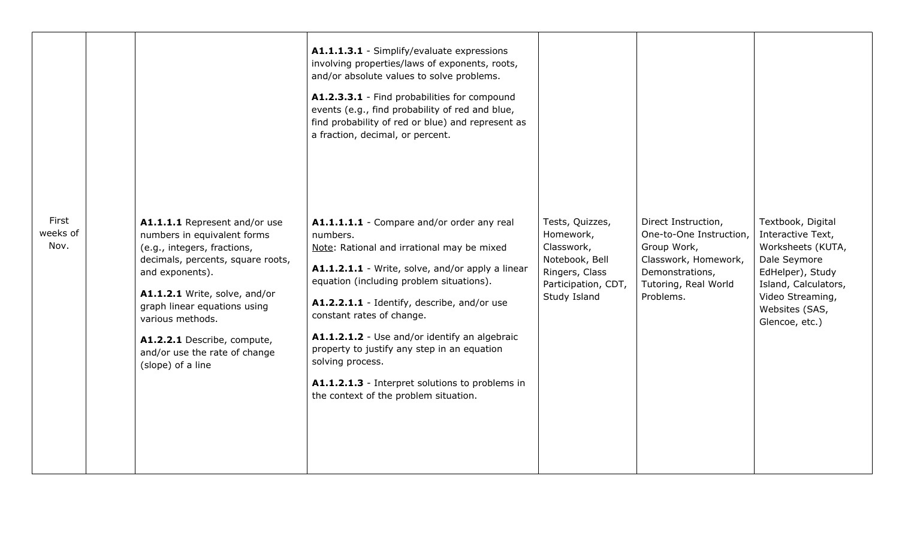| | | | | | | |
|---|---|---|---|---|---|---|
| | | | **A1.1.1.3.1** - Simplify/evaluate expressions involving properties/laws of exponents, roots, and/or absolute values to solve problems.<br><br>**A1.2.3.3.1** - Find probabilities for compound events (e.g., find probability of red and blue, find probability of red or blue) and represent as a fraction, decimal, or percent. | | | |
| First weeks of Nov. | | **A1.1.1.1** Represent and/or use numbers in equivalent forms (e.g., integers, fractions, decimals, percents, square roots, and exponents).<br><br>**A1.1.2.1** Write, solve, and/or graph linear equations using various methods.<br><br>**A1.2.2.1** Describe, compute, and/or use the rate of change (slope) of a line | **A1.1.1.1.1** - Compare and/or order any real numbers.<br>Note: Rational and irrational may be mixed<br><br>**A1.1.2.1.1** - Write, solve, and/or apply a linear equation (including problem situations).<br><br>**A1.2.2.1.1** - Identify, describe, and/or use constant rates of change.<br><br>**A1.1.2.1.2** - Use and/or identify an algebraic property to justify any step in an equation solving process.<br><br>**A1.1.2.1.3** - Interpret solutions to problems in the context of the problem situation. | Tests, Quizzes, Homework, Classwork, Notebook, Bell Ringers, Class Participation, CDT, Study Island | Direct Instruction, One-to-One Instruction, Group Work, Classwork, Homework, Demonstrations, Tutoring, Real World Problems. | Textbook, Digital Interactive Text, Worksheets (KUTA, Dale Seymore EdHelper), Study Island, Calculators, Video Streaming, Websites (SAS, Glencoe, etc.) |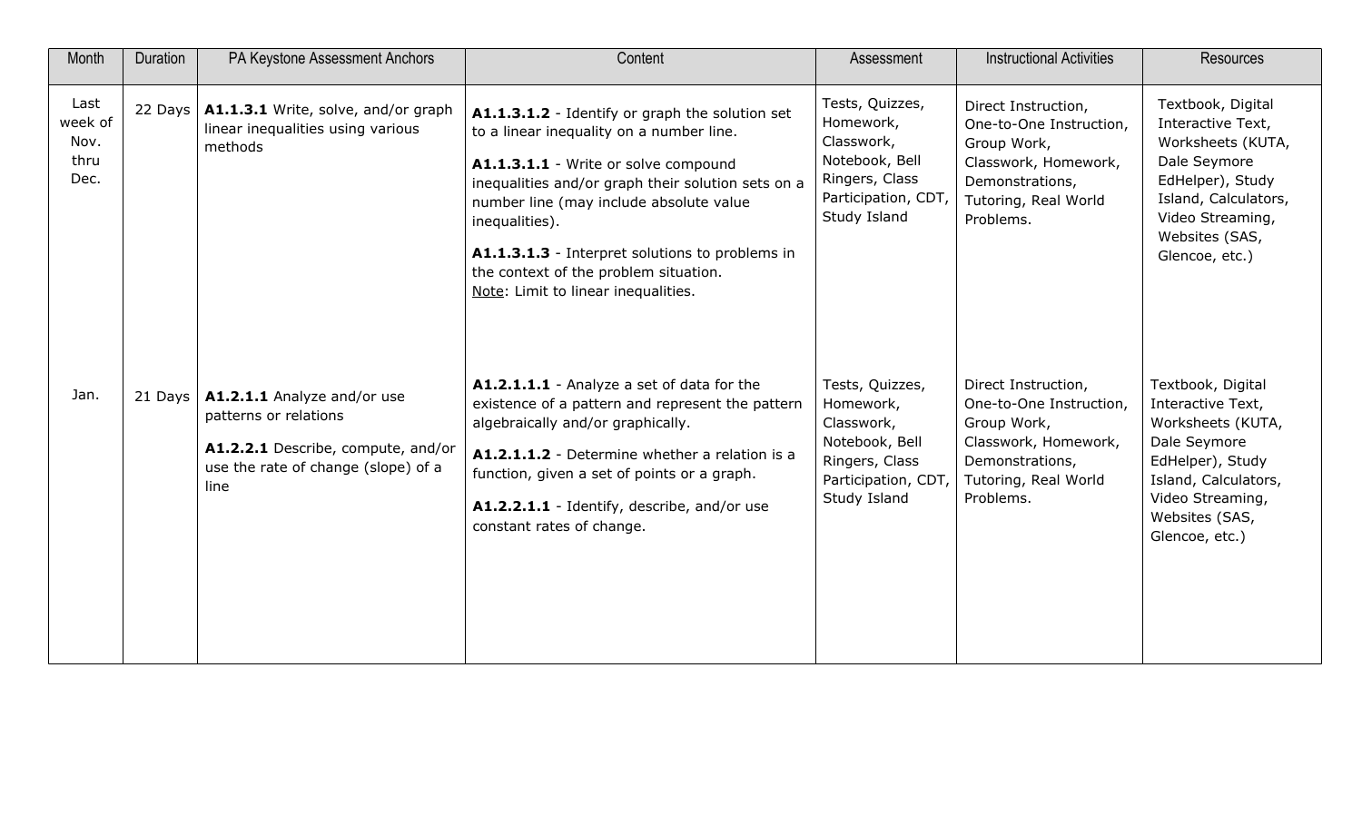| Month | Duration | PA Keystone Assessment Anchors | Content | Assessment | Instructional Activities | Resources |
|---|---|---|---|---|---|---|
| Last week of Nov. thru Dec. | 22 Days | **A1.1.3.1** Write, solve, and/or graph linear inequalities using various methods | **A1.1.3.1.2** - Identify or graph the solution set to a linear inequality on a number line.<br><br>**A1.1.3.1.1** - Write or solve compound inequalities and/or graph their solution sets on a number line (may include absolute value inequalities).<br><br>**A1.1.3.1.3** - Interpret solutions to problems in the context of the problem situation.<br>Note: Limit to linear inequalities. | Tests, Quizzes, Homework, Classwork, Notebook, Bell Ringers, Class Participation, CDT, Study Island | Direct Instruction, One-to-One Instruction, Group Work, Classwork, Homework, Demonstrations, Tutoring, Real World Problems. | Textbook, Digital Interactive Text, Worksheets (KUTA, Dale Seymore EdHelper), Study Island, Calculators, Video Streaming, Websites (SAS, Glencoe, etc.) |
| Jan. | 21 Days | **A1.2.1.1** Analyze and/or use patterns or relations<br><br>**A1.2.2.1** Describe, compute, and/or use the rate of change (slope) of a line | **A1.2.1.1.1** - Analyze a set of data for the existence of a pattern and represent the pattern algebraically and/or graphically.<br><br>**A1.2.1.1.2** - Determine whether a relation is a function, given a set of points or a graph.<br><br>**A1.2.2.1.1** - Identify, describe, and/or use constant rates of change. | Tests, Quizzes, Homework, Classwork, Notebook, Bell Ringers, Class Participation, CDT, Study Island | Direct Instruction, One-to-One Instruction, Group Work, Classwork, Homework, Demonstrations, Tutoring, Real World Problems. | Textbook, Digital Interactive Text, Worksheets (KUTA, Dale Seymore EdHelper), Study Island, Calculators, Video Streaming, Websites (SAS, Glencoe, etc.) |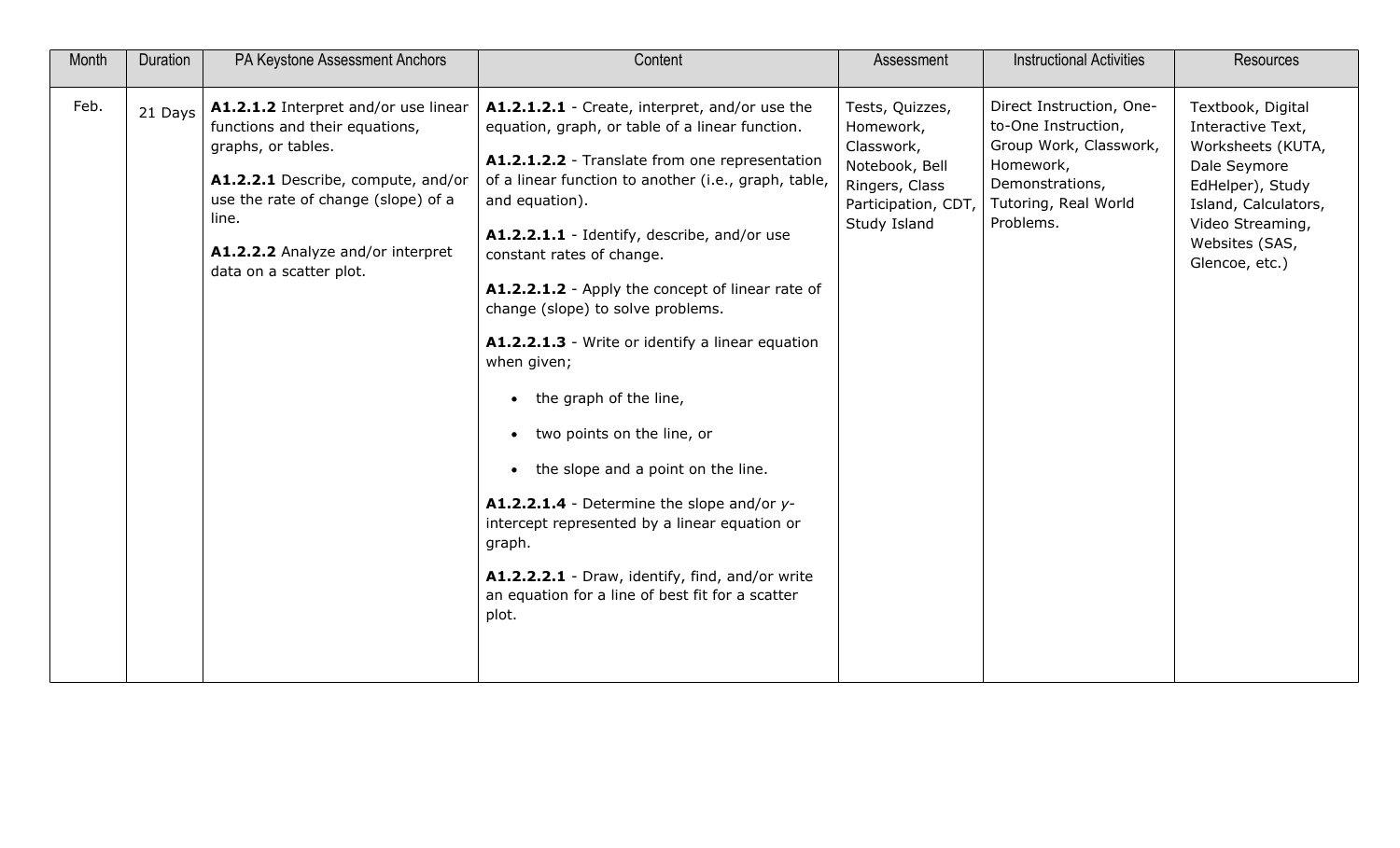| Month | Duration | PA Keystone Assessment Anchors | Content | Assessment | Instructional Activities | Resources |
|---|---|---|---|---|---|---|
| Feb. | 21 Days | **A1.2.1.2** Interpret and/or use linear functions and their equations, graphs, or tables.<br><br>**A1.2.2.1** Describe, compute, and/or use the rate of change (slope) of a line.<br><br>**A1.2.2.2** Analyze and/or interpret data on a scatter plot. | **A1.2.1.2.1** - Create, interpret, and/or use the equation, graph, or table of a linear function.<br><br>**A1.2.1.2.2** - Translate from one representation of a linear function to another (i.e., graph, table, and equation).<br><br>**A1.2.2.1.1** - Identify, describe, and/or use constant rates of change.<br><br>**A1.2.2.1.2** - Apply the concept of linear rate of change (slope) to solve problems.<br><br>**A1.2.2.1.3** - Write or identify a linear equation when given;<br>• the graph of the line,<br>• two points on the line, or<br>• the slope and a point on the line.<br><br>**A1.2.2.1.4** - Determine the slope and/or *y*-intercept represented by a linear equation or graph.<br><br>**A1.2.2.2.1** - Draw, identify, find, and/or write an equation for a line of best fit for a scatter plot. | Tests, Quizzes, Homework, Classwork, Notebook, Bell Ringers, Class Participation, CDT, Study Island | Direct Instruction, One-to-One Instruction, Group Work, Classwork, Homework, Demonstrations, Tutoring, Real World Problems. | Textbook, Digital Interactive Text, Worksheets (KUTA, Dale Seymore EdHelper), Study Island, Calculators, Video Streaming, Websites (SAS, Glencoe, etc.) |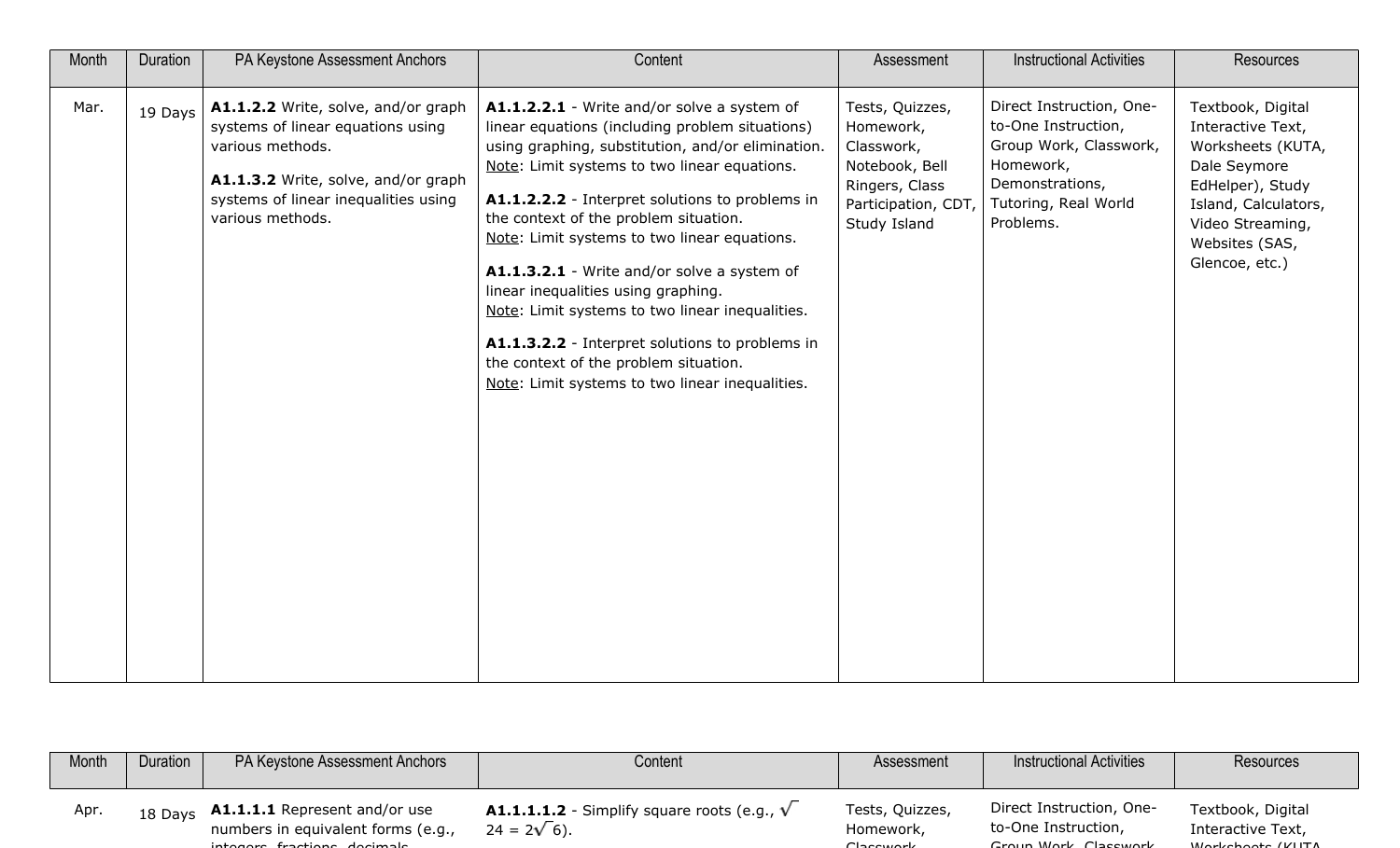| Month | Duration | PA Keystone Assessment Anchors | Content | Assessment | Instructional Activities | Resources |
|---|---|---|---|---|---|---|
| Mar. | 19 Days | **A1.1.2.2** Write, solve, and/or graph systems of linear equations using various methods.<br><br>**A1.1.3.2** Write, solve, and/or graph systems of linear inequalities using various methods. | **A1.1.2.2.1** - Write and/or solve a system of linear equations (including problem situations) using graphing, substitution, and/or elimination. Note: Limit systems to two linear equations.<br><br>**A1.1.2.2.2** - Interpret solutions to problems in the context of the problem situation. Note: Limit systems to two linear equations.<br><br>**A1.1.3.2.1** - Write and/or solve a system of linear inequalities using graphing. Note: Limit systems to two linear inequalities.<br><br>**A1.1.3.2.2** - Interpret solutions to problems in the context of the problem situation. Note: Limit systems to two linear inequalities. | Tests, Quizzes, Homework, Classwork, Notebook, Bell Ringers, Class Participation, CDT, Study Island | Direct Instruction, One-to-One Instruction, Group Work, Classwork, Homework, Demonstrations, Tutoring, Real World Problems. | Textbook, Digital Interactive Text, Worksheets (KUTA, Dale Seymore EdHelper), Study Island, Calculators, Video Streaming, Websites (SAS, Glencoe, etc.) |

| Month | Duration | PA Keystone Assessment Anchors | Content | Assessment | Instructional Activities | Resources |
|---|---|---|---|---|---|---|
| Apr. | 18 Days | **A1.1.1.1** Represent and/or use numbers in equivalent forms (e.g., integers, fractions, decimals | **A1.1.1.1.2** - Simplify square roots (e.g., $\sqrt{24} = 2\sqrt{6}$). | Tests, Quizzes, Homework, Classwork | Direct Instruction, One-to-One Instruction, Group Work, Classwork | Textbook, Digital Interactive Text, Worksheets (KUTA |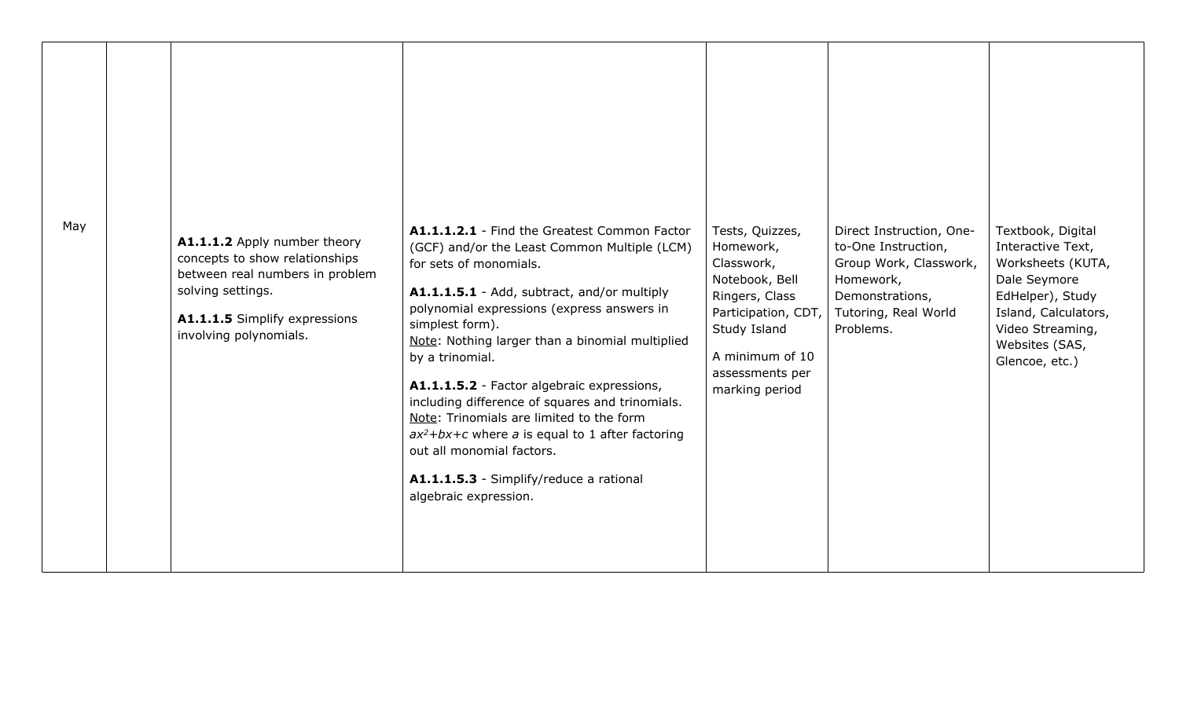| | | | | | | |
|---|---|---|---|---|---|---|
| May | | **A1.1.1.2** Apply number theory concepts to show relationships between real numbers in problem solving settings.<br><br>**A1.1.1.5** Simplify expressions involving polynomials. | **A1.1.1.2.1** - Find the Greatest Common Factor (GCF) and/or the Least Common Multiple (LCM) for sets of monomials.<br><br>**A1.1.1.5.1** - Add, subtract, and/or multiply polynomial expressions (express answers in simplest form).<br>Note: Nothing larger than a binomial multiplied by a trinomial.<br><br>**A1.1.1.5.2** - Factor algebraic expressions, including difference of squares and trinomials.<br>Note: Trinomials are limited to the form $ax^2+bx+c$ where $a$ is equal to 1 after factoring out all monomial factors.<br><br>**A1.1.1.5.3** - Simplify/reduce a rational algebraic expression. | Tests, Quizzes, Homework, Classwork, Notebook, Bell Ringers, Class Participation, CDT, Study Island<br><br>A minimum of 10 assessments per marking period | Direct Instruction, One-to-One Instruction, Group Work, Classwork, Homework, Demonstrations, Tutoring, Real World Problems. | Textbook, Digital Interactive Text, Worksheets (KUTA, Dale Seymore EdHelper), Study Island, Calculators, Video Streaming, Websites (SAS, Glencoe, etc.) |